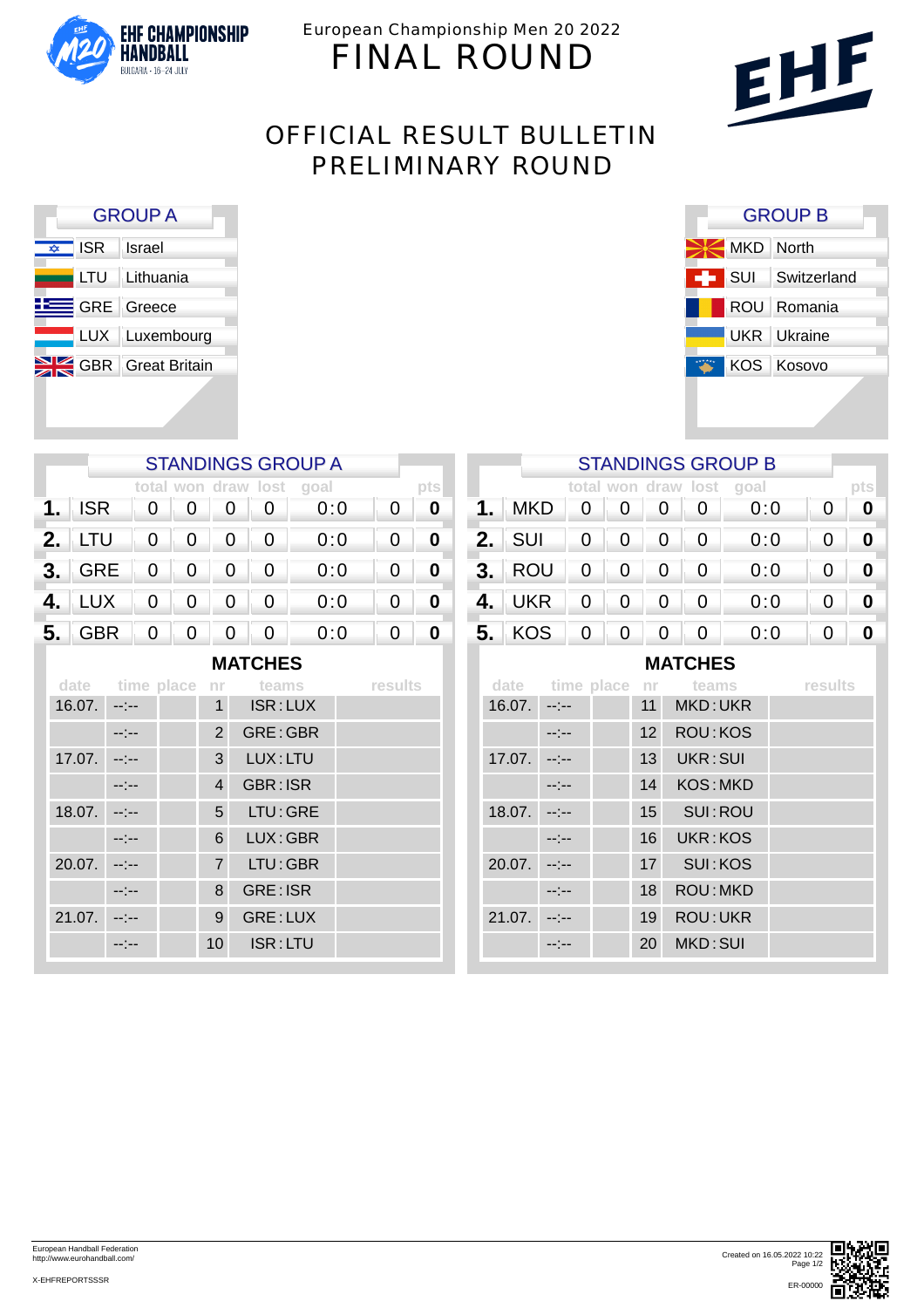European Championship Men 20 2022

# FINAL ROUND

## OFFICIAL RESULT BULLETIN
## PRELIMINARY ROUND

### GROUP A

| | |
|---|---|
| ISR | Israel |
| LTU | Lithuania |
| GRE | Greece |
| LUX | Luxembourg |
| GBR | Great Britain |

### GROUP B

| | |
|---|---|
| MKD | North |
| SUI | Switzerland |
| ROU | Romania |
| UKR | Ukraine |
| KOS | Kosovo |

### STANDINGS GROUP A

| | | total | won | draw | lost | goal | | pts |
|---|---|---|---|---|---|---|---|---|
| 1. | ISR | 0 | 0 | 0 | 0 | 0:0 | 0 | **0** |
| 2. | LTU | 0 | 0 | 0 | 0 | 0:0 | 0 | **0** |
| 3. | GRE | 0 | 0 | 0 | 0 | 0:0 | 0 | **0** |
| 4. | LUX | 0 | 0 | 0 | 0 | 0:0 | 0 | **0** |
| 5. | GBR | 0 | 0 | 0 | 0 | 0:0 | 0 | **0** |

### MATCHES

| date | time | place | nr | teams | results |
|---|---|---|---|---|---|
| 16.07. | --:-- | | 1 | ISR : LUX | |
| | --:-- | | 2 | GRE : GBR | |
| 17.07. | --:-- | | 3 | LUX : LTU | |
| | --:-- | | 4 | GBR : ISR | |
| 18.07. | --:-- | | 5 | LTU : GRE | |
| | --:-- | | 6 | LUX : GBR | |
| 20.07. | --:-- | | 7 | LTU : GBR | |
| | --:-- | | 8 | GRE : ISR | |
| 21.07. | --:-- | | 9 | GRE : LUX | |
| | --:-- | | 10 | ISR : LTU | |

### STANDINGS GROUP B

| | | total | won | draw | lost | goal | | pts |
|---|---|---|---|---|---|---|---|---|
| 1. | MKD | 0 | 0 | 0 | 0 | 0:0 | 0 | **0** |
| 2. | SUI | 0 | 0 | 0 | 0 | 0:0 | 0 | **0** |
| 3. | ROU | 0 | 0 | 0 | 0 | 0:0 | 0 | **0** |
| 4. | UKR | 0 | 0 | 0 | 0 | 0:0 | 0 | **0** |
| 5. | KOS | 0 | 0 | 0 | 0 | 0:0 | 0 | **0** |

### MATCHES

| date | time | place | nr | teams | results |
|---|---|---|---|---|---|
| 16.07. | --:-- | | 11 | MKD : UKR | |
| | --:-- | | 12 | ROU : KOS | |
| 17.07. | --:-- | | 13 | UKR : SUI | |
| | --:-- | | 14 | KOS : MKD | |
| 18.07. | --:-- | | 15 | SUI : ROU | |
| | --:-- | | 16 | UKR : KOS | |
| 20.07. | --:-- | | 17 | SUI : KOS | |
| | --:-- | | 18 | ROU : MKD | |
| 21.07. | --:-- | | 19 | ROU : UKR | |
| | --:-- | | 20 | MKD : SUI | |

European Handball Federation
http://www.eurohandball.com/

X-EHFREPORTSSSR

Created on 16.05.2022 10:22

ER-00000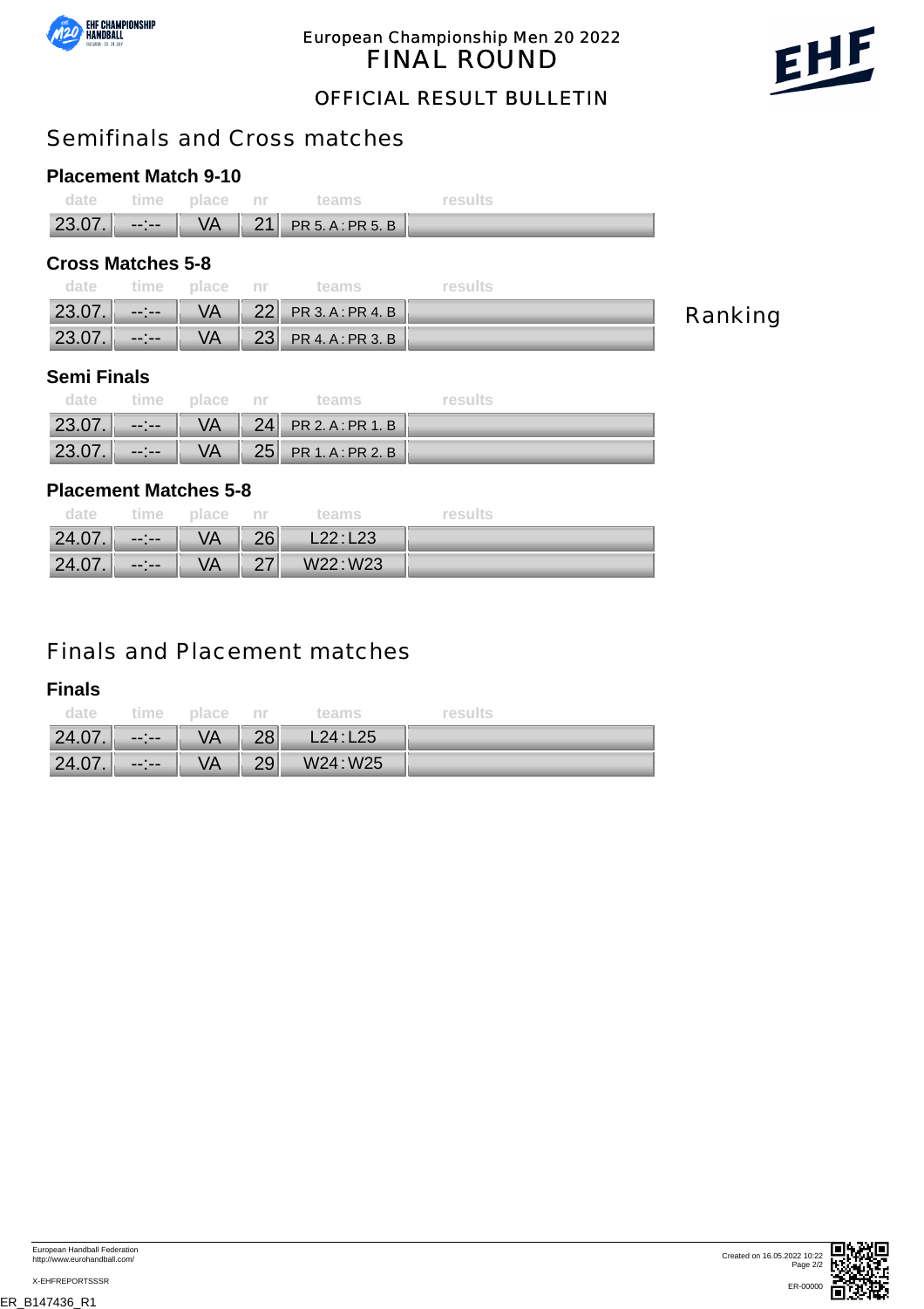European Championship Men 20 2022
FINAL ROUND

OFFICIAL RESULT BULLETIN

## Semifinals and Cross matches

### Placement Match 9-10

| date | time | place | nr | teams | results |
|---|---|---|---|---|---|
| 23.07. | --:-- | VA | 21 | PR 5. A : PR 5. B | |

### Cross Matches 5-8

| date | time | place | nr | teams | results |
|---|---|---|---|---|---|
| 23.07. | --:-- | VA | 22 | PR 3. A : PR 4. B | |
| 23.07. | --:-- | VA | 23 | PR 4. A : PR 3. B | |

Ranking

### Semi Finals

| date | time | place | nr | teams | results |
|---|---|---|---|---|---|
| 23.07. | --:-- | VA | 24 | PR 2. A : PR 1. B | |
| 23.07. | --:-- | VA | 25 | PR 1. A : PR 2. B | |

### Placement Matches 5-8

| date | time | place | nr | teams | results |
|---|---|---|---|---|---|
| 24.07. | --:-- | VA | 26 | L22 : L23 | |
| 24.07. | --:-- | VA | 27 | W22 : W23 | |

## Finals and Placement matches

### Finals

| date | time | place | nr | teams | results |
|---|---|---|---|---|---|
| 24.07. | --:-- | VA | 28 | L24 : L25 | |
| 24.07. | --:-- | VA | 29 | W24 : W25 | |

European Handball Federation
http://www.eurohandball.com/

X-EHFREPORTSSSR

Created on 16.05.2022 10:22

ER-00000

ER_B147436_R1